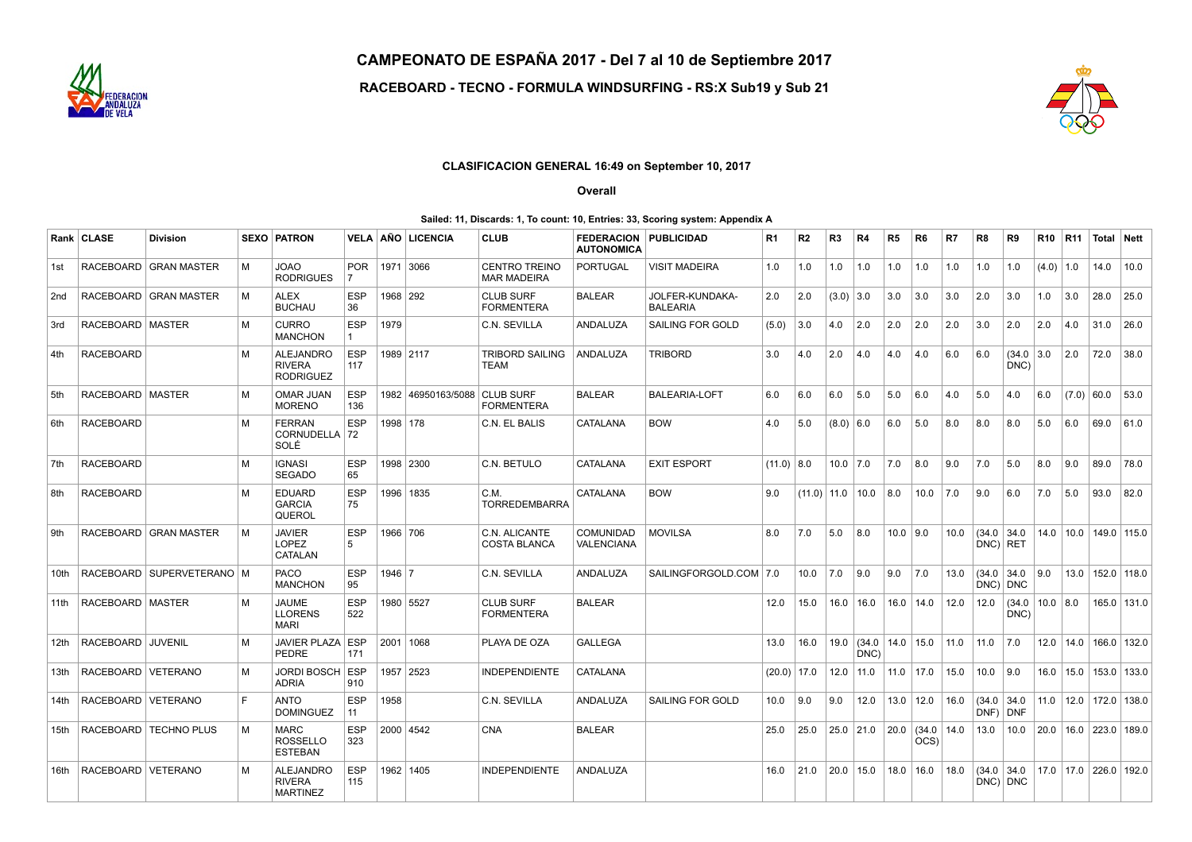# CAMPEONATO DE ESPAÑA 2017 - Del 7 al 10 de Septiembre 2017

## RACEBOARD - TECNO - FORMULA WINDSURFING - RS:X Sub19 y Sub 21

### CLASIFICACION GENERAL 16:49 on September 10, 2017

**Overall**

**Sailed: 11, Discards: 1, To count: 10, Entries: 33, Scoring system: Appendix A**

| Rank | CLASE | Division | SEXO | PATRON | VELA | AÑO | LICENCIA | CLUB | FEDERACION AUTONOMICA | PUBLICIDAD | R1 | R2 | R3 | R4 | R5 | R6 | R7 | R8 | R9 | R10 | R11 | Total | Nett |
|---|---|---|---|---|---|---|---|---|---|---|---|---|---|---|---|---|---|---|---|---|---|---|---|
| 1st | RACEBOARD | GRAN MASTER | M | JOAO RODRIGUES | POR 7 | 1971 | 3066 | CENTRO TREINO MAR MADEIRA | PORTUGAL | VISIT MADEIRA | 1.0 | 1.0 | 1.0 | 1.0 | 1.0 | 1.0 | 1.0 | 1.0 | 1.0 | (4.0) | 1.0 | 14.0 | 10.0 |
| 2nd | RACEBOARD | GRAN MASTER | M | ALEX BUCHAU | ESP 36 | 1968 | 292 | CLUB SURF FORMENTERA | BALEAR | JOLFER-KUNDAKA-BALEARIA | 2.0 | 2.0 | (3.0) | 3.0 | 3.0 | 3.0 | 3.0 | 2.0 | 3.0 | 1.0 | 3.0 | 28.0 | 25.0 |
| 3rd | RACEBOARD | MASTER | M | CURRO MANCHON | ESP 1 | 1979 | | C.N. SEVILLA | ANDALUZA | SAILING FOR GOLD | (5.0) | 3.0 | 4.0 | 2.0 | 2.0 | 2.0 | 2.0 | 3.0 | 2.0 | 2.0 | 4.0 | 31.0 | 26.0 |
| 4th | RACEBOARD | | M | ALEJANDRO RIVERA RODRIGUEZ | ESP 117 | 1989 | 2117 | TRIBORD SAILING TEAM | ANDALUZA | TRIBORD | 3.0 | 4.0 | 2.0 | 4.0 | 4.0 | 4.0 | 6.0 | 6.0 | (34.0 DNC) | 3.0 | 2.0 | 72.0 | 38.0 |
| 5th | RACEBOARD | MASTER | M | OMAR JUAN MORENO | ESP 136 | 1982 | 46950163/5088 | CLUB SURF FORMENTERA | BALEAR | BALEARIA-LOFT | 6.0 | 6.0 | 6.0 | 5.0 | 5.0 | 6.0 | 4.0 | 5.0 | 4.0 | 6.0 | (7.0) | 60.0 | 53.0 |
| 6th | RACEBOARD | | M | FERRAN CORNUDELLA SOLÉ | ESP 72 | 1998 | 178 | C.N. EL BALIS | CATALANA | BOW | 4.0 | 5.0 | (8.0) | 6.0 | 6.0 | 5.0 | 8.0 | 8.0 | 8.0 | 5.0 | 6.0 | 69.0 | 61.0 |
| 7th | RACEBOARD | | M | IGNASI SEGADO | ESP 65 | 1998 | 2300 | C.N. BETULO | CATALANA | EXIT ESPORT | (11.0) | 8.0 | 10.0 | 7.0 | 7.0 | 8.0 | 9.0 | 7.0 | 5.0 | 8.0 | 9.0 | 89.0 | 78.0 |
| 8th | RACEBOARD | | M | EDUARD GARCIA QUEROL | ESP 75 | 1996 | 1835 | C.M. TORREDEMBARRA | CATALANA | BOW | 9.0 | (11.0) | 11.0 | 10.0 | 8.0 | 10.0 | 7.0 | 9.0 | 6.0 | 7.0 | 5.0 | 93.0 | 82.0 |
| 9th | RACEBOARD | GRAN MASTER | M | JAVIER LOPEZ CATALAN | ESP 5 | 1966 | 706 | C.N. ALICANTE COSTA BLANCA | COMUNIDAD VALENCIANA | MOVILSA | 8.0 | 7.0 | 5.0 | 8.0 | 10.0 | 9.0 | 10.0 | (34.0 DNC) | 34.0 RET | 14.0 | 10.0 | 149.0 | 115.0 |
| 10th | RACEBOARD | SUPERVETERANO | M | PACO MANCHON | ESP 95 | 1946 | 7 | C.N. SEVILLA | ANDALUZA | SAILINGFORGOLD.COM | 7.0 | 10.0 | 7.0 | 9.0 | 9.0 | 7.0 | 13.0 | (34.0 DNC) | 34.0 DNC | 9.0 | 13.0 | 152.0 | 118.0 |
| 11th | RACEBOARD | MASTER | M | JAUME LLORENS MARI | ESP 522 | 1980 | 5527 | CLUB SURF FORMENTERA | BALEAR | | 12.0 | 15.0 | 16.0 | 16.0 | 16.0 | 14.0 | 12.0 | 12.0 | (34.0 DNC) | 10.0 | 8.0 | 165.0 | 131.0 |
| 12th | RACEBOARD | JUVENIL | M | JAVIER PLAZA PEDRE | ESP 171 | 2001 | 1068 | PLAYA DE OZA | GALLEGA | | 13.0 | 16.0 | 19.0 | (34.0 DNC) | 14.0 | 15.0 | 11.0 | 11.0 | 7.0 | 12.0 | 14.0 | 166.0 | 132.0 |
| 13th | RACEBOARD | VETERANO | M | JORDI BOSCH ADRIA | ESP 910 | 1957 | 2523 | INDEPENDIENTE | CATALANA | | (20.0) | 17.0 | 12.0 | 11.0 | 11.0 | 17.0 | 15.0 | 10.0 | 9.0 | 16.0 | 15.0 | 153.0 | 133.0 |
| 14th | RACEBOARD | VETERANO | F | ANTO DOMINGUEZ | ESP 11 | 1958 | | C.N. SEVILLA | ANDALUZA | SAILING FOR GOLD | 10.0 | 9.0 | 9.0 | 12.0 | 13.0 | 12.0 | 16.0 | (34.0 DNF) | 34.0 DNF | 11.0 | 12.0 | 172.0 | 138.0 |
| 15th | RACEBOARD | TECHNO PLUS | M | MARC ROSSELLO ESTEBAN | ESP 323 | 2000 | 4542 | CNA | BALEAR | | 25.0 | 25.0 | 25.0 | 21.0 | 20.0 | (34.0 OCS) | 14.0 | 13.0 | 10.0 | 20.0 | 16.0 | 223.0 | 189.0 |
| 16th | RACEBOARD | VETERANO | M | ALEJANDRO RIVERA MARTINEZ | ESP 115 | 1962 | 1405 | INDEPENDIENTE | ANDALUZA | | 16.0 | 21.0 | 20.0 | 15.0 | 18.0 | 16.0 | 18.0 | (34.0 DNC) | 34.0 DNC | 17.0 | 17.0 | 226.0 | 192.0 |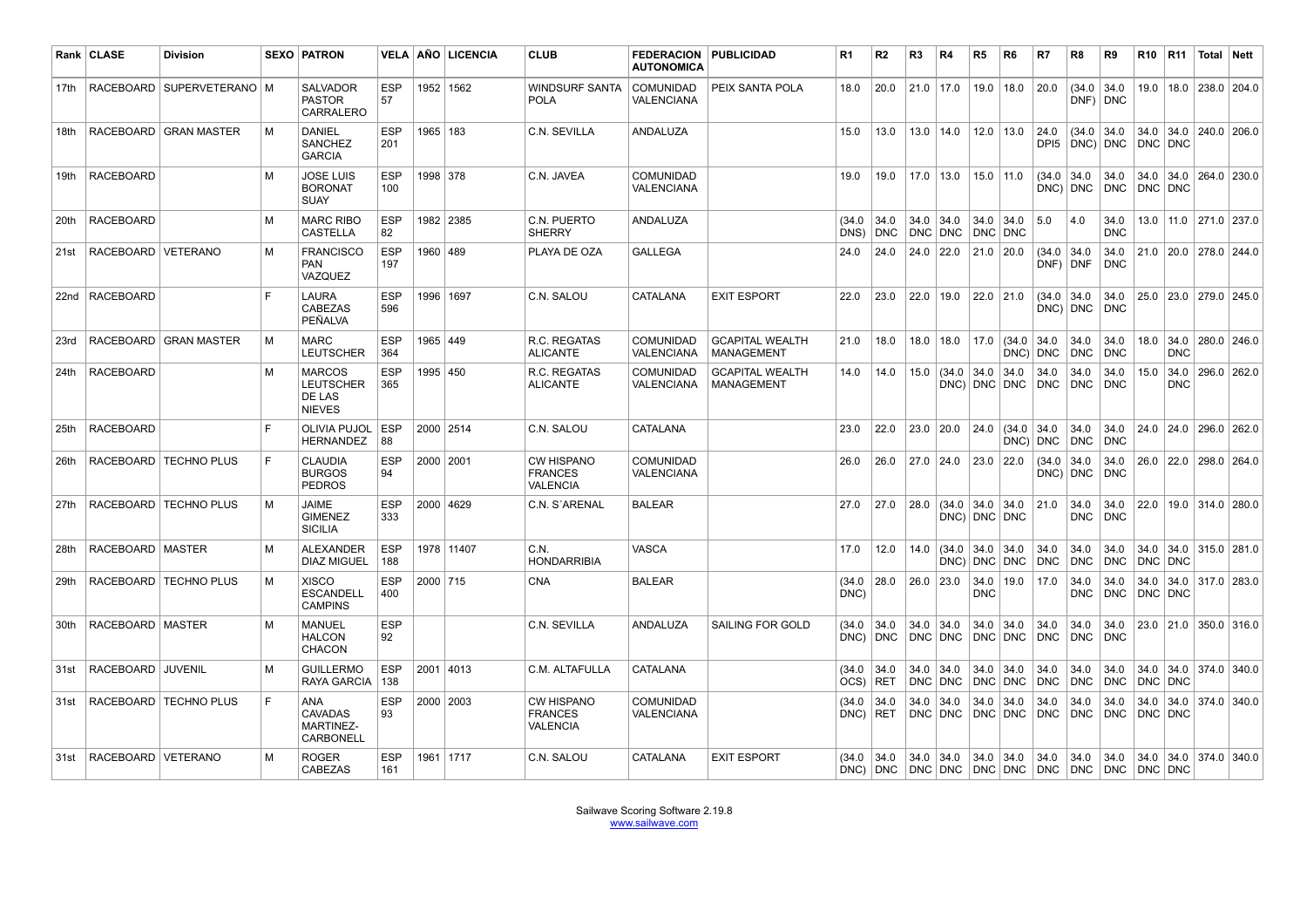| Rank | CLASE | Division | SEXO | PATRON | VELA | AÑO | LICENCIA | CLUB | FEDERACION AUTONOMICA | PUBLICIDAD | R1 | R2 | R3 | R4 | R5 | R6 | R7 | R8 | R9 | R10 | R11 | Total | Nett |
|---|---|---|---|---|---|---|---|---|---|---|---|---|---|---|---|---|---|---|---|---|---|---|---|
| 17th | RACEBOARD | SUPERVETERANO | M | SALVADOR PASTOR CARRALERO | ESP 57 | 1952 | 1562 | WINDSURF SANTA POLA | COMUNIDAD VALENCIANA | PEIX SANTA POLA | 18.0 | 20.0 | 21.0 | 17.0 | 19.0 | 18.0 | 20.0 | (34.0 DNF) | 34.0 DNC | 19.0 | 18.0 | 238.0 | 204.0 |
| 18th | RACEBOARD | GRAN MASTER | M | DANIEL SANCHEZ GARCIA | ESP 201 | 1965 | 183 | C.N. SEVILLA | ANDALUZA | | 15.0 | 13.0 | 13.0 | 14.0 | 12.0 | 13.0 | 24.0 DPI5 | (34.0 DNC) | 34.0 DNC | 34.0 DNC | 34.0 DNC | 240.0 | 206.0 |
| 19th | RACEBOARD | | M | JOSE LUIS BORONAT SUAY | ESP 100 | 1998 | 378 | C.N. JAVEA | COMUNIDAD VALENCIANA | | 19.0 | 19.0 | 17.0 | 13.0 | 15.0 | 11.0 | (34.0 DNC) | 34.0 DNC | 34.0 DNC | 34.0 DNC | 34.0 DNC | 264.0 | 230.0 |
| 20th | RACEBOARD | | M | MARC RIBO CASTELLA | ESP 82 | 1982 | 2385 | C.N. PUERTO SHERRY | ANDALUZA | | (34.0 DNS) | 34.0 DNC | 34.0 DNC | 34.0 DNC | 34.0 DNC | 34.0 DNC | 5.0 | 4.0 | 34.0 DNC | 13.0 | 11.0 | 271.0 | 237.0 |
| 21st | RACEBOARD | VETERANO | M | FRANCISCO PAN VAZQUEZ | ESP 197 | 1960 | 489 | PLAYA DE OZA | GALLEGA | | 24.0 | 24.0 | 24.0 | 22.0 | 21.0 | 20.0 | (34.0 DNF) | 34.0 DNF | 34.0 DNC | 21.0 | 20.0 | 278.0 | 244.0 |
| 22nd | RACEBOARD | | F | LAURA CABEZAS PEÑALVA | ESP 596 | 1996 | 1697 | C.N. SALOU | CATALANA | EXIT ESPORT | 22.0 | 23.0 | 22.0 | 19.0 | 22.0 | 21.0 | (34.0 DNC) | 34.0 DNC | 34.0 DNC | 25.0 | 23.0 | 279.0 | 245.0 |
| 23rd | RACEBOARD | GRAN MASTER | M | MARC LEUTSCHER | ESP 364 | 1965 | 449 | R.C. REGATAS ALICANTE | COMUNIDAD VALENCIANA | GCAPITAL WEALTH MANAGEMENT | 21.0 | 18.0 | 18.0 | 18.0 | 17.0 | (34.0 DNC) | 34.0 DNC | 34.0 DNC | 34.0 DNC | 18.0 | 34.0 DNC | 280.0 | 246.0 |
| 24th | RACEBOARD | | M | MARCOS LEUTSCHER DE LAS NIEVES | ESP 365 | 1995 | 450 | R.C. REGATAS ALICANTE | COMUNIDAD VALENCIANA | GCAPITAL WEALTH MANAGEMENT | 14.0 | 14.0 | 15.0 | (34.0 DNC) | 34.0 DNC | 34.0 DNC | 34.0 DNC | 34.0 DNC | 34.0 DNC | 15.0 | 34.0 DNC | 296.0 | 262.0 |
| 25th | RACEBOARD | | F | OLIVIA PUJOL HERNANDEZ | ESP 88 | 2000 | 2514 | C.N. SALOU | CATALANA | | 23.0 | 22.0 | 23.0 | 20.0 | 24.0 | (34.0 DNC) | 34.0 DNC | 34.0 DNC | 34.0 DNC | 24.0 | 24.0 | 296.0 | 262.0 |
| 26th | RACEBOARD | TECHNO PLUS | F | CLAUDIA BURGOS PEDROS | ESP 94 | 2000 | 2001 | CW HISPANO FRANCES VALENCIA | COMUNIDAD VALENCIANA | | 26.0 | 26.0 | 27.0 | 24.0 | 23.0 | 22.0 | (34.0 DNC) | 34.0 DNC | 34.0 DNC | 26.0 | 22.0 | 298.0 | 264.0 |
| 27th | RACEBOARD | TECHNO PLUS | M | JAIME GIMENEZ SICILIA | ESP 333 | 2000 | 4629 | C.N. S´ARENAL | BALEAR | | 27.0 | 27.0 | 28.0 | (34.0 DNC) | 34.0 DNC | 34.0 DNC | 21.0 | 34.0 DNC | 34.0 DNC | 22.0 | 19.0 | 314.0 | 280.0 |
| 28th | RACEBOARD | MASTER | M | ALEXANDER DIAZ MIGUEL | ESP 188 | 1978 | 11407 | C.N. HONDARRIBIA | VASCA | | 17.0 | 12.0 | 14.0 | (34.0 DNC) | 34.0 DNC | 34.0 DNC | 34.0 DNC | 34.0 DNC | 34.0 DNC | 34.0 DNC | 34.0 DNC | 315.0 | 281.0 |
| 29th | RACEBOARD | TECHNO PLUS | M | XISCO ESCANDELL CAMPINS | ESP 400 | 2000 | 715 | CNA | BALEAR | | (34.0 DNC) | 28.0 | 26.0 | 23.0 | 34.0 DNC | 19.0 | 17.0 | 34.0 DNC | 34.0 DNC | 34.0 DNC | 34.0 DNC | 317.0 | 283.0 |
| 30th | RACEBOARD | MASTER | M | MANUEL HALCON CHACON | ESP 92 | | | C.N. SEVILLA | ANDALUZA | SAILING FOR GOLD | (34.0 DNC) | 34.0 DNC | 34.0 DNC | 34.0 DNC | 34.0 DNC | 34.0 DNC | 34.0 DNC | 34.0 DNC | 34.0 DNC | 23.0 | 21.0 | 350.0 | 316.0 |
| 31st | RACEBOARD | JUVENIL | M | GUILLERMO RAYA GARCIA | ESP 138 | 2001 | 4013 | C.M. ALTAFULLA | CATALANA | | (34.0 OCS) | 34.0 RET | 34.0 DNC | 34.0 DNC | 34.0 DNC | 34.0 DNC | 34.0 DNC | 34.0 DNC | 34.0 DNC | 34.0 DNC | 34.0 DNC | 374.0 | 340.0 |
| 31st | RACEBOARD | TECHNO PLUS | F | ANA CAVADAS MARTINEZ-CARBONELL | ESP 93 | 2000 | 2003 | CW HISPANO FRANCES VALENCIA | COMUNIDAD VALENCIANA | | (34.0 DNC) | 34.0 RET | 34.0 DNC | 34.0 DNC | 34.0 DNC | 34.0 DNC | 34.0 DNC | 34.0 DNC | 34.0 DNC | 34.0 DNC | 34.0 DNC | 374.0 | 340.0 |
| 31st | RACEBOARD | VETERANO | M | ROGER CABEZAS | ESP 161 | 1961 | 1717 | C.N. SALOU | CATALANA | EXIT ESPORT | (34.0 DNC) | 34.0 DNC | 34.0 DNC | 34.0 DNC | 34.0 DNC | 34.0 DNC | 34.0 DNC | 34.0 DNC | 34.0 DNC | 34.0 DNC | 34.0 DNC | 374.0 | 340.0 |

Sailwave Scoring Software 2.19.8
www.sailwave.com